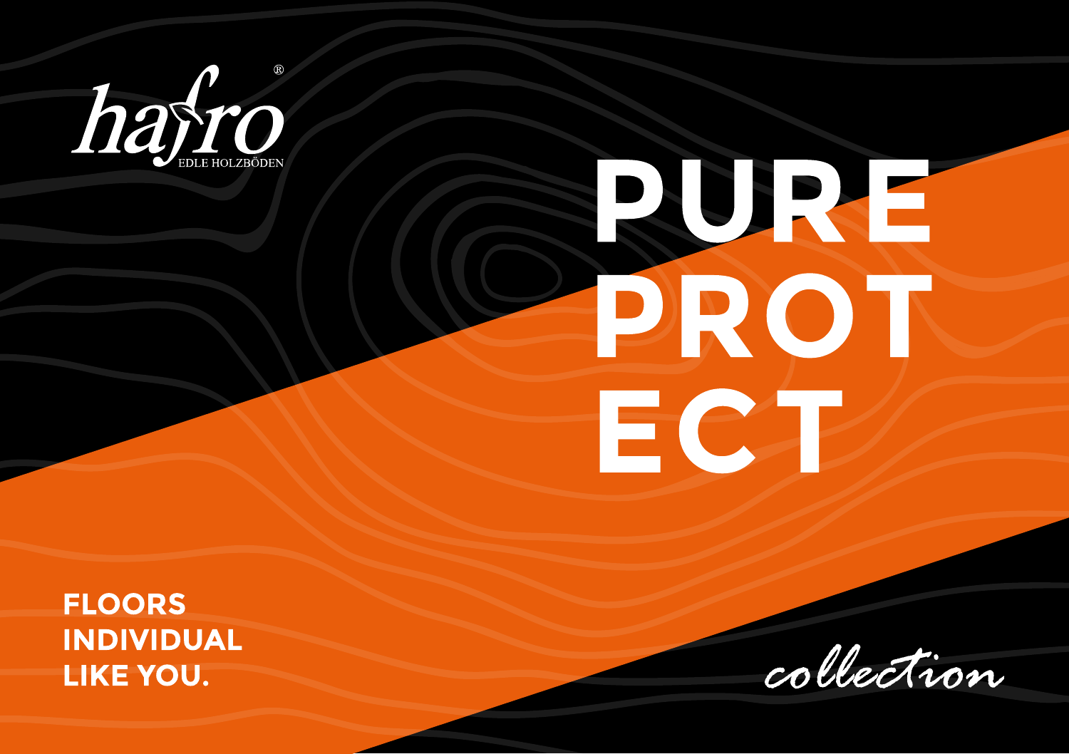hafro®

EDLE HOLZBÖDEN

# PURE PROTECT

**FLOORS INDIVIDUAL LIKE YOU.**

*collection*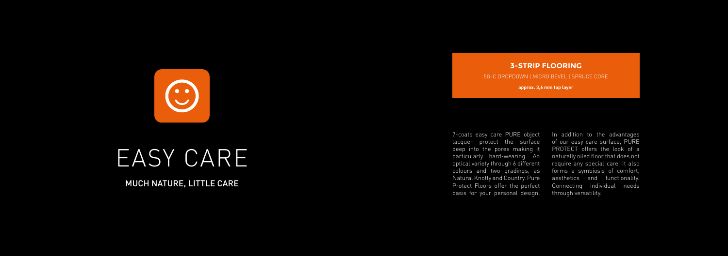# EASY CARE

MUCH NATURE, LITTLE CARE

## 3-STRIP FLOORING

5G-C DROPDOWN | MICRO BEVEL | SPRUCE CORE

**approx. 3,6 mm top layer**

7-coats easy care PURE object lacquer protect the surface deep into the pores making it particularly hard-wearing. An optical variety through 6 different colours and two gradings, as Natural Knotty and Country. Pure Protect Floors offer the perfect basis for your personal design.

In addition to the advantages of our easy care surface, PURE PROTECT offers the look of a naturally oiled floor that does not require any special care. It also forms a symbiosis of comfort, aesthetics and functionality. Connecting individual needs through versatility.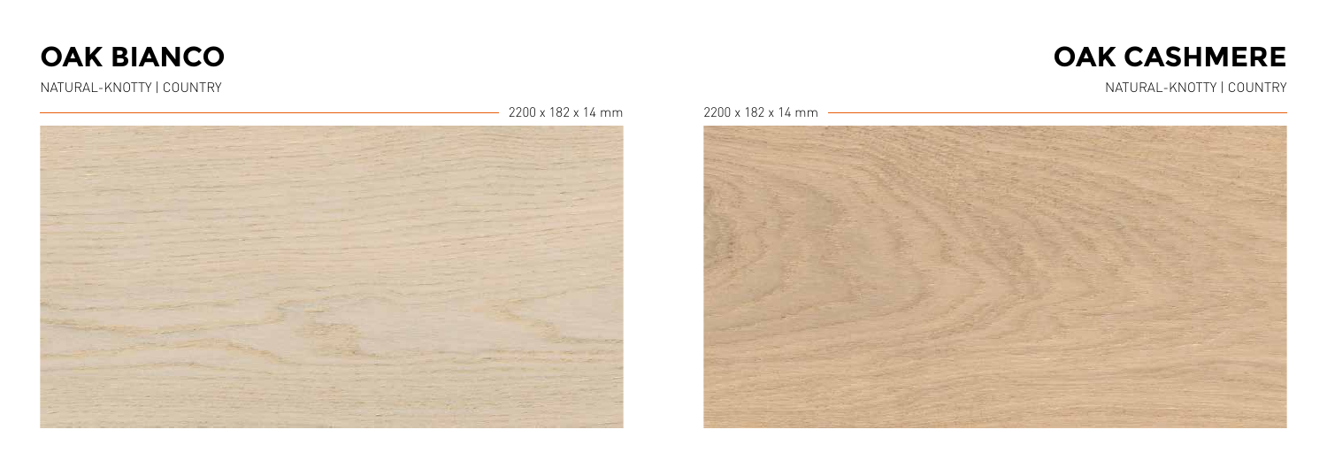## OAK BIANCO

NATURAL-KNOTTY | COUNTRY

2200 x 182 x 14 mm

## OAK CASHMERE

NATURAL-KNOTTY | COUNTRY

2200 x 182 x 14 mm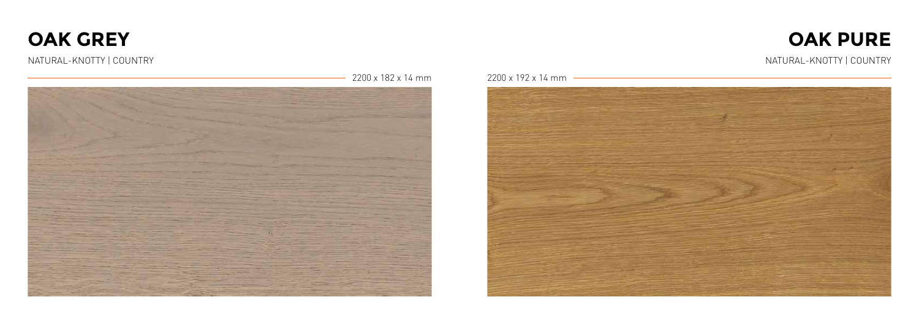## OAK GREY

NATURAL-KNOTTY | COUNTRY

2200 x 182 x 14 mm

## OAK PURE

NATURAL-KNOTTY | COUNTRY

2200 x 192 x 14 mm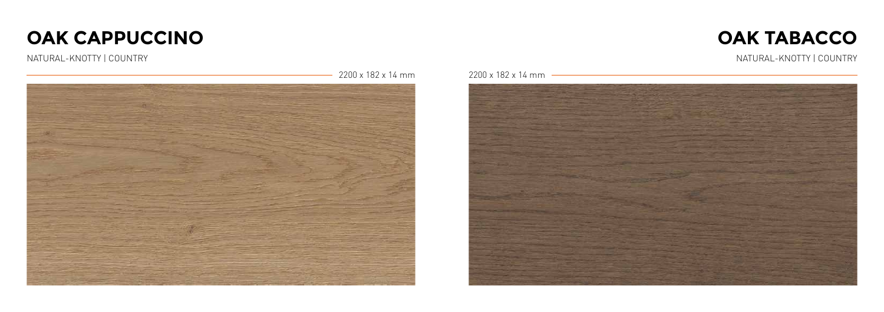## OAK CAPPUCCINO

NATURAL-KNOTTY | COUNTRY

2200 x 182 x 14 mm

## OAK TABACCO

NATURAL-KNOTTY | COUNTRY

2200 x 182 x 14 mm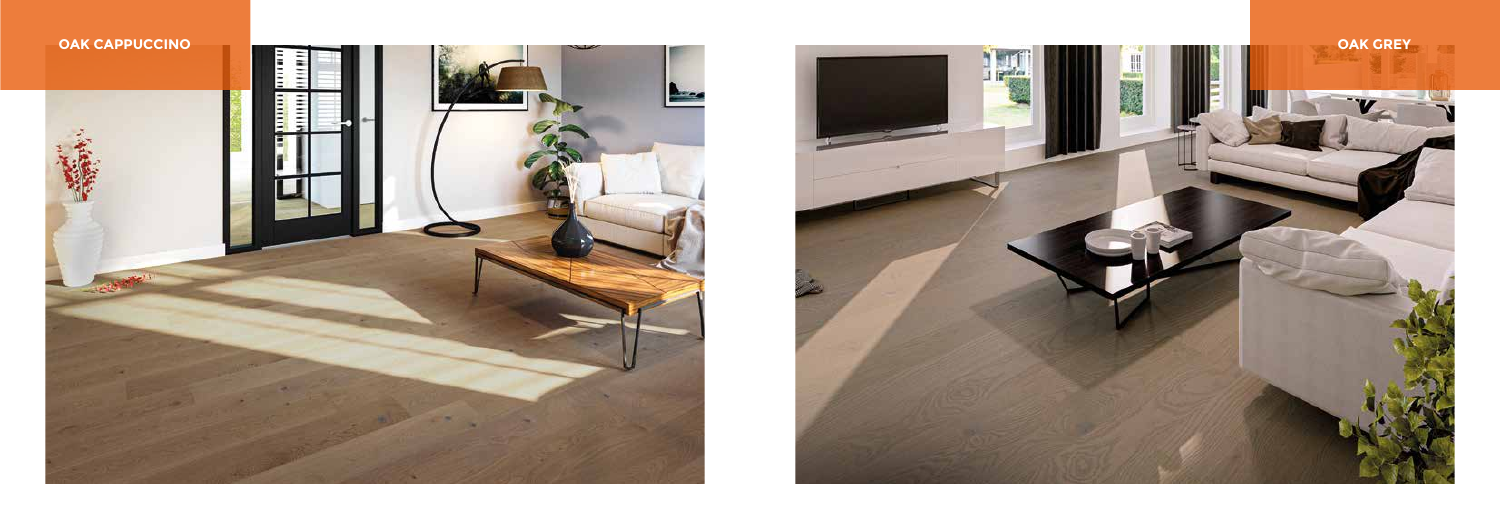**OAK CAPPUCCINO**

**OAK GREY**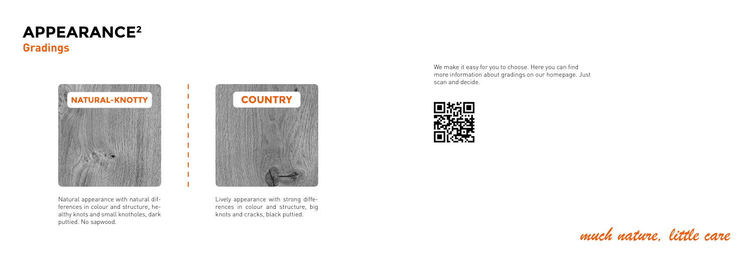# APPEARANCE[2]

## Gradings

**NATURAL-KNOTTY**

Natural appearance with natural differences in colour and structure, healthy knots and small knotholes, dark puttied. No sapwood.

**COUNTRY**

Lively appearance with strong differences in colour and structure, big knots and cracks, black puttied.

We make it easy for you to choose. Here you can find more information about gradings on our homepage. Just scan and decide.

*much nature, little care*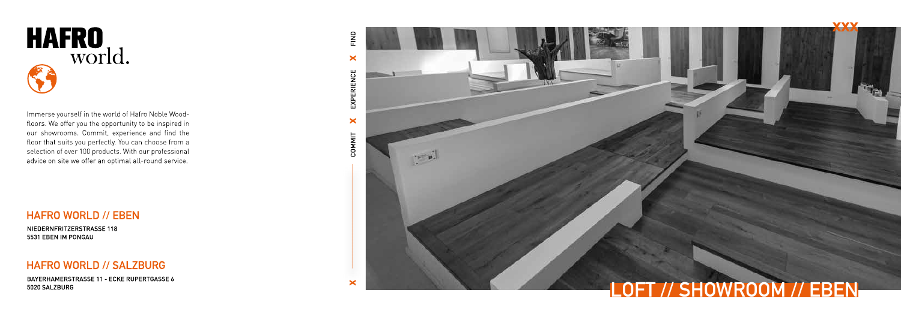# HAFRO world.

Immerse yourself in the world of Hafro Noble Woodfloors. We offer you the opportunity to be inspired in our showrooms. Commit, experience and find the floor that suits you perfectly. You can choose from a selection of over 100 products. With our professional advice on site we offer an optimal all-round service.

## HAFRO WORLD // EBEN

NIEDERNFRITZERSTRASSE 118
5531 EBEN IM PONGAU

## HAFRO WORLD // SALZBURG

BAYERHAMERSTRASSE 11 - ECKE RUPERTGASSE 6
5020 SALZBURG

COMMIT X EXPERIENCE X FIND

XXX

LOFT // SHOWROOM // EBEN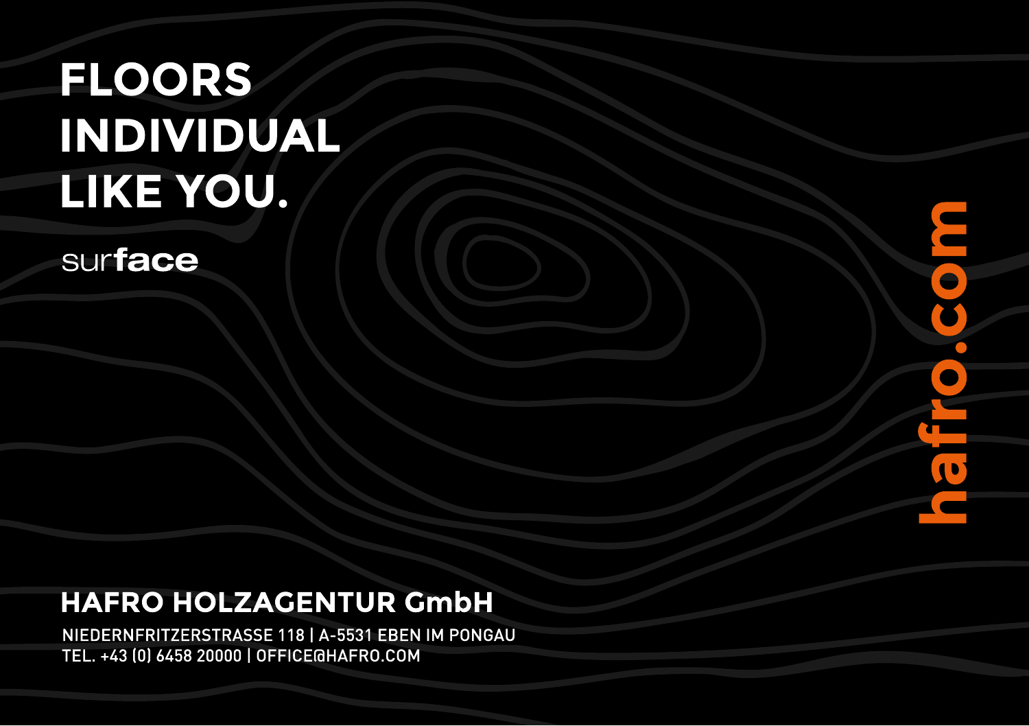# FLOORS INDIVIDUAL LIKE YOU.

surface

hafro.com

## HAFRO HOLZAGENTUR GmbH

NIEDERNFRITZERSTRASSE 118 | A-5531 EBEN IM PONGAU
TEL. +43 (0) 6458 20000 | OFFICE@HAFRO.COM